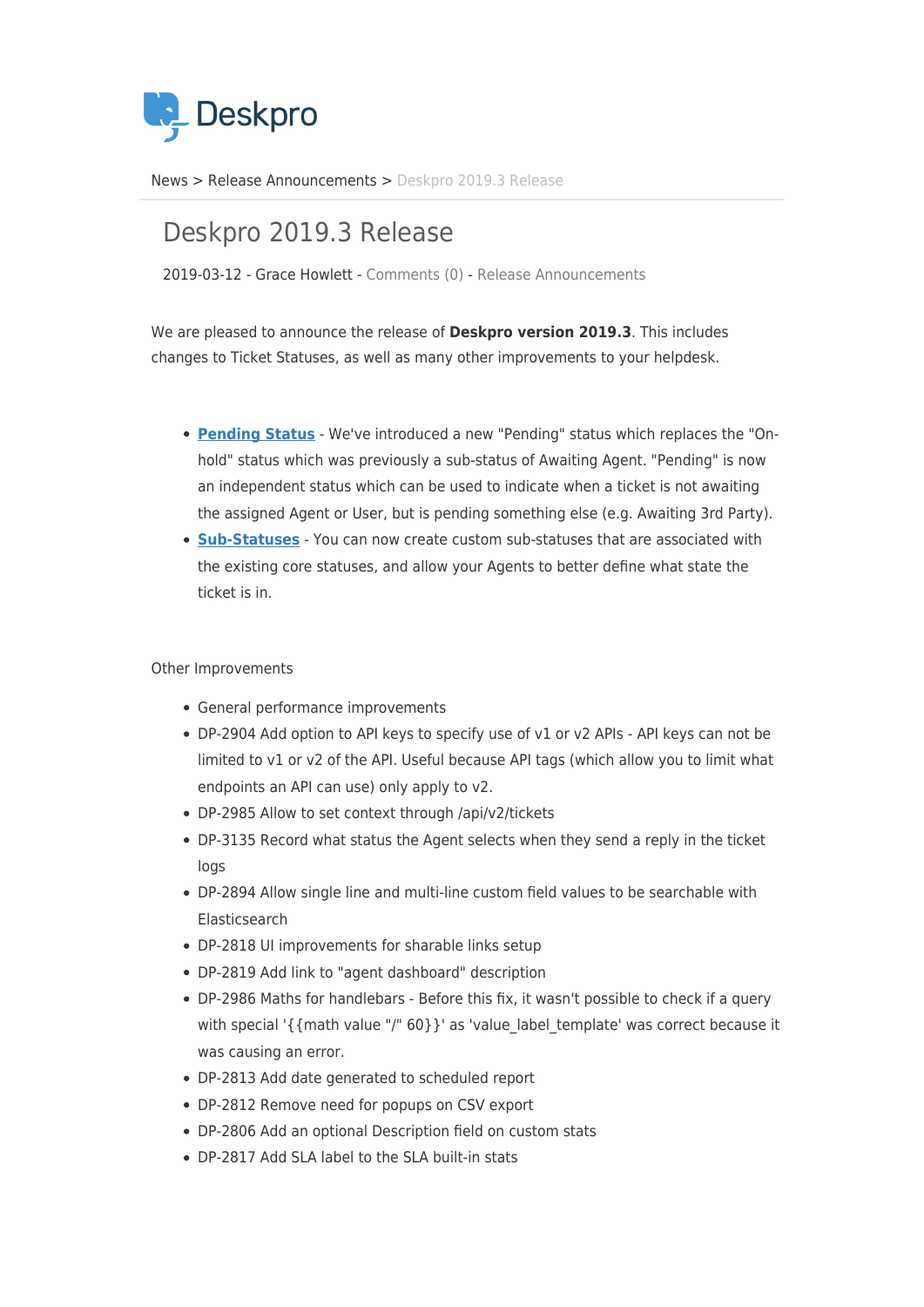Deskpro

News > Release Announcements > Deskpro 2019.3 Release

# Deskpro 2019.3 Release

2019-03-12 - Grace Howlett - Comments (0) - Release Announcements

We are pleased to announce the release of **Deskpro version 2019.3**. This includes changes to Ticket Statuses, as well as many other improvements to your helpdesk.

- **Pending Status** - We've introduced a new "Pending" status which replaces the "On-hold" status which was previously a sub-status of Awaiting Agent. "Pending" is now an independent status which can be used to indicate when a ticket is not awaiting the assigned Agent or User, but is pending something else (e.g. Awaiting 3rd Party).
- **Sub-Statuses** - You can now create custom sub-statuses that are associated with the existing core statuses, and allow your Agents to better define what state the ticket is in.

Other Improvements

- General performance improvements
- DP-2904 Add option to API keys to specify use of v1 or v2 APIs - API keys can not be limited to v1 or v2 of the API. Useful because API tags (which allow you to limit what endpoints an API can use) only apply to v2.
- DP-2985 Allow to set context through /api/v2/tickets
- DP-3135 Record what status the Agent selects when they send a reply in the ticket logs
- DP-2894 Allow single line and multi-line custom field values to be searchable with Elasticsearch
- DP-2818 UI improvements for sharable links setup
- DP-2819 Add link to "agent dashboard" description
- DP-2986 Maths for handlebars - Before this fix, it wasn't possible to check if a query with special '{{math value "/" 60}}' as 'value_label_template' was correct because it was causing an error.
- DP-2813 Add date generated to scheduled report
- DP-2812 Remove need for popups on CSV export
- DP-2806 Add an optional Description field on custom stats
- DP-2817 Add SLA label to the SLA built-in stats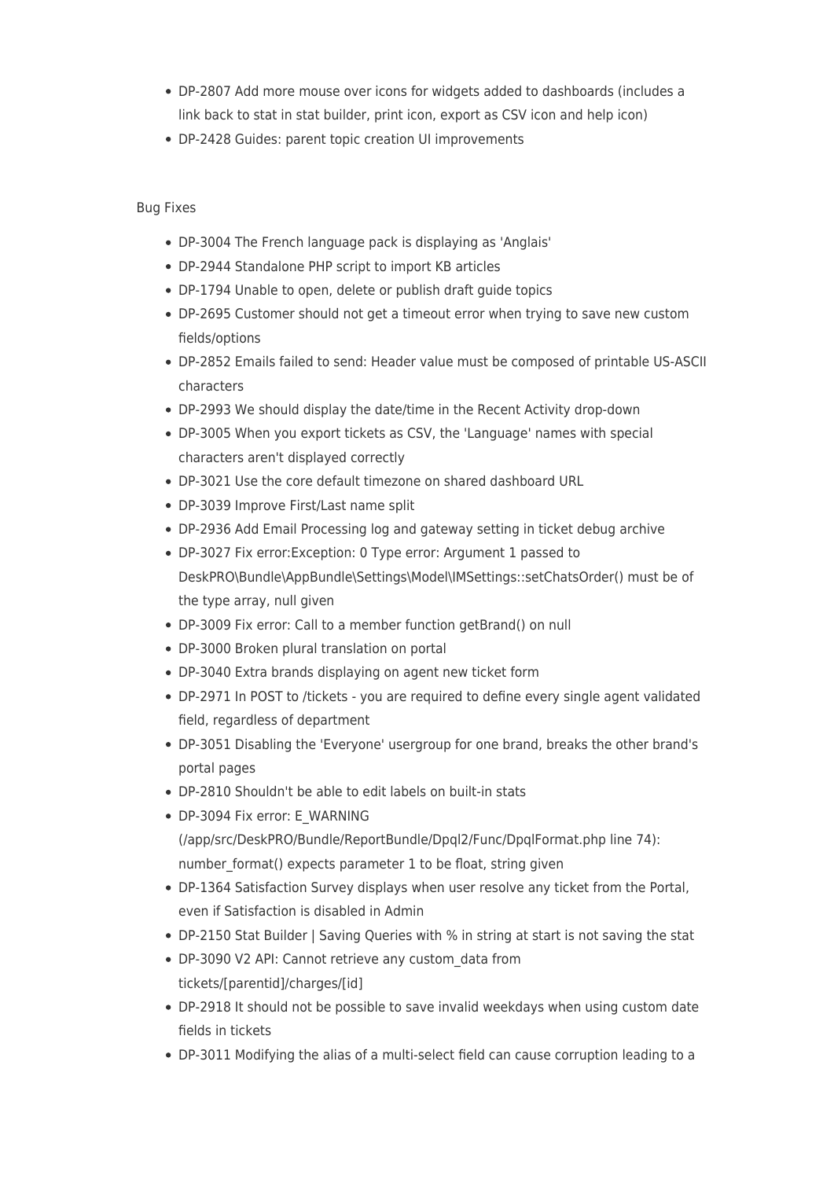- DP-2807 Add more mouse over icons for widgets added to dashboards (includes a link back to stat in stat builder, print icon, export as CSV icon and help icon)
- DP-2428 Guides: parent topic creation UI improvements

Bug Fixes

- DP-3004 The French language pack is displaying as 'Anglais'
- DP-2944 Standalone PHP script to import KB articles
- DP-1794 Unable to open, delete or publish draft guide topics
- DP-2695 Customer should not get a timeout error when trying to save new custom fields/options
- DP-2852 Emails failed to send: Header value must be composed of printable US-ASCII characters
- DP-2993 We should display the date/time in the Recent Activity drop-down
- DP-3005 When you export tickets as CSV, the 'Language' names with special characters aren't displayed correctly
- DP-3021 Use the core default timezone on shared dashboard URL
- DP-3039 Improve First/Last name split
- DP-2936 Add Email Processing log and gateway setting in ticket debug archive
- DP-3027 Fix error:Exception: 0 Type error: Argument 1 passed to DeskPRO\Bundle\AppBundle\Settings\Model\IMSettings::setChatsOrder() must be of the type array, null given
- DP-3009 Fix error: Call to a member function getBrand() on null
- DP-3000 Broken plural translation on portal
- DP-3040 Extra brands displaying on agent new ticket form
- DP-2971 In POST to /tickets - you are required to define every single agent validated field, regardless of department
- DP-3051 Disabling the 'Everyone' usergroup for one brand, breaks the other brand's portal pages
- DP-2810 Shouldn't be able to edit labels on built-in stats
- DP-3094 Fix error: E_WARNING (/app/src/DeskPRO/Bundle/ReportBundle/Dpql2/Func/DpqlFormat.php line 74): number_format() expects parameter 1 to be float, string given
- DP-1364 Satisfaction Survey displays when user resolve any ticket from the Portal, even if Satisfaction is disabled in Admin
- DP-2150 Stat Builder | Saving Queries with % in string at start is not saving the stat
- DP-3090 V2 API: Cannot retrieve any custom_data from tickets/[parentid]/charges/[id]
- DP-2918 It should not be possible to save invalid weekdays when using custom date fields in tickets
- DP-3011 Modifying the alias of a multi-select field can cause corruption leading to a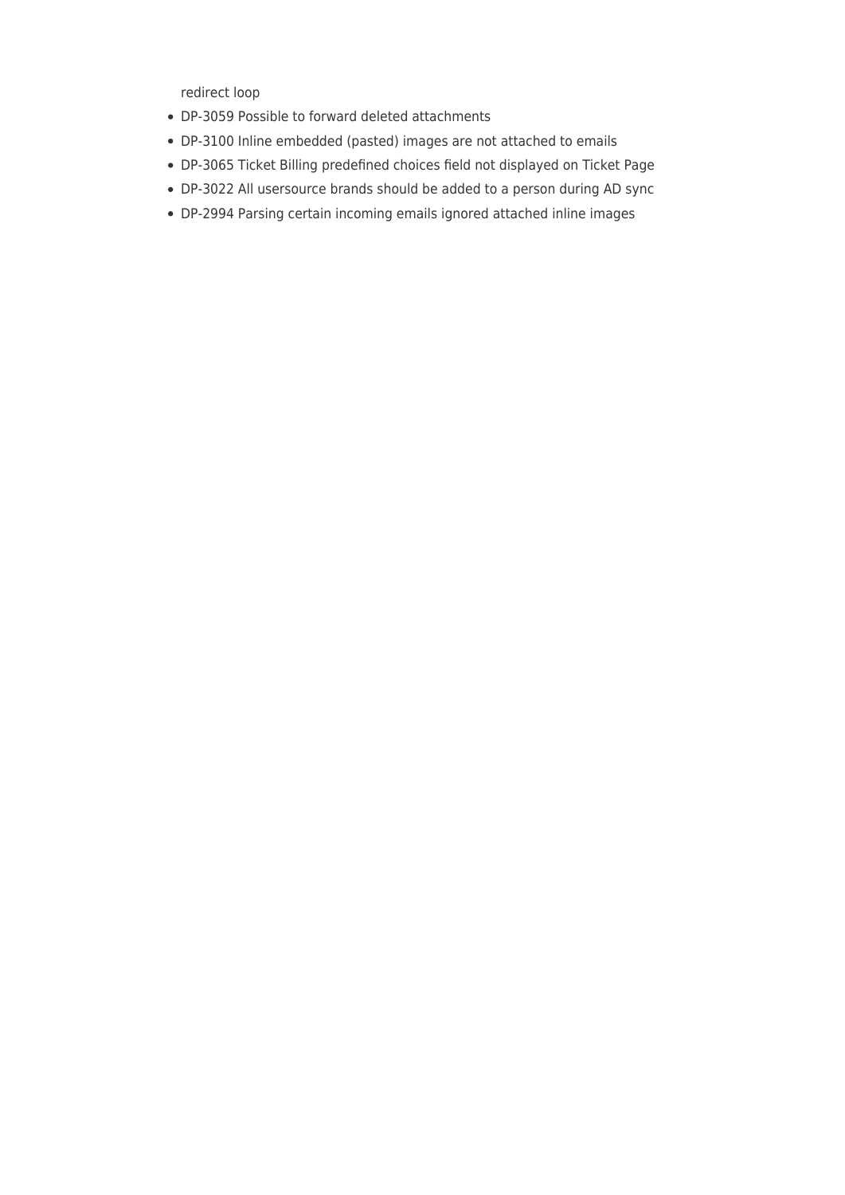redirect loop

- DP-3059 Possible to forward deleted attachments
- DP-3100 Inline embedded (pasted) images are not attached to emails
- DP-3065 Ticket Billing predefined choices field not displayed on Ticket Page
- DP-3022 All usersource brands should be added to a person during AD sync
- DP-2994 Parsing certain incoming emails ignored attached inline images